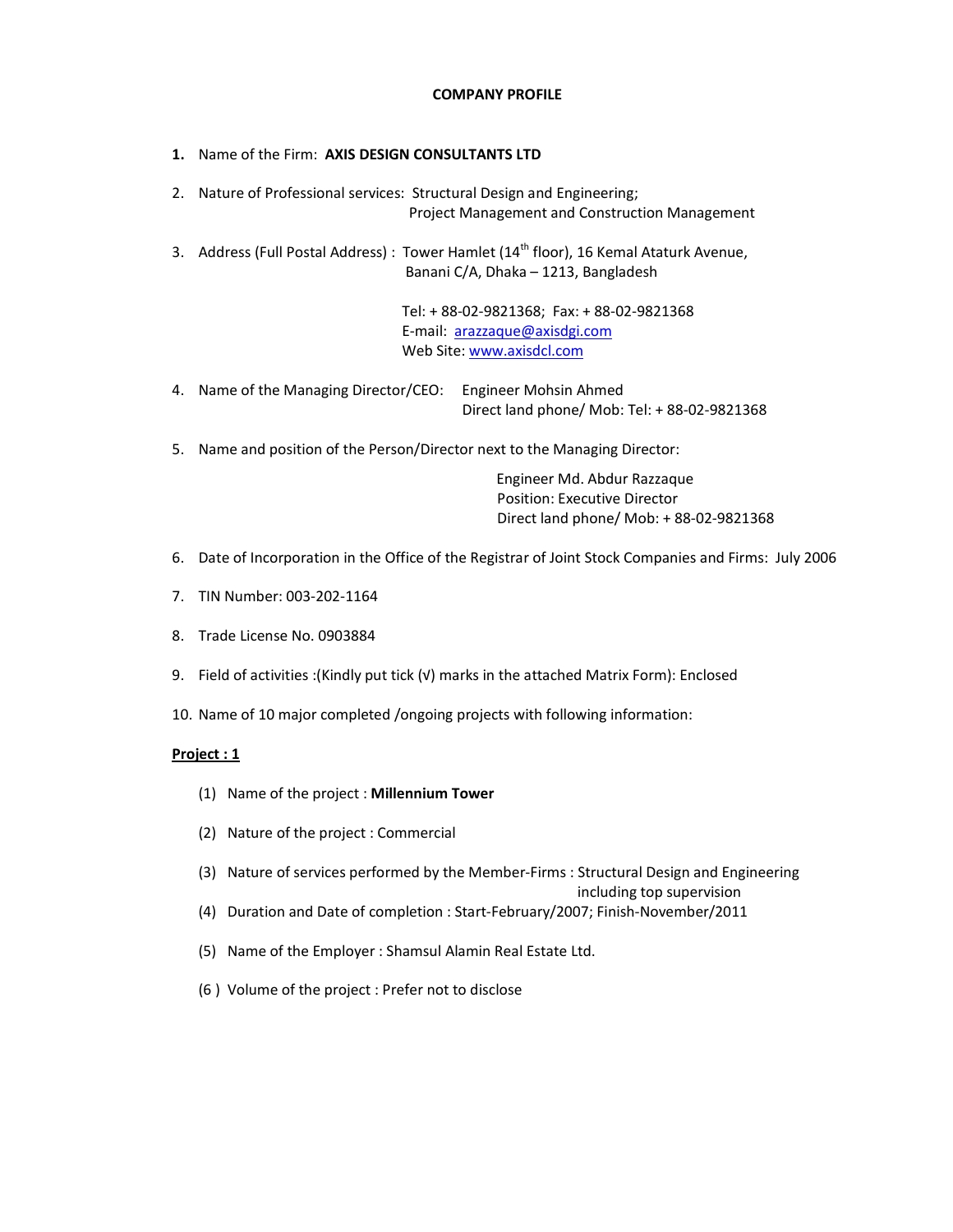**COMPANY PROFILE**

1. Name of the Firm: **AXIS DESIGN CONSULTANTS LTD**

2. Nature of Professional services: Structural Design and Engineering;
   Project Management and Construction Management

3. Address (Full Postal Address) : Tower Hamlet (14th floor), 16 Kemal Ataturk Avenue,
   Banani C/A, Dhaka – 1213, Bangladesh

   Tel: + 88-02-9821368; Fax: + 88-02-9821368
   E-mail: arazzaque@axisdgi.com
   Web Site: www.axisdcl.com

4. Name of the Managing Director/CEO: Engineer Mohsin Ahmed
   Direct land phone/ Mob: Tel: + 88-02-9821368

5. Name and position of the Person/Director next to the Managing Director:

   Engineer Md. Abdur Razzaque
   Position: Executive Director
   Direct land phone/ Mob: + 88-02-9821368

6. Date of Incorporation in the Office of the Registrar of Joint Stock Companies and Firms: July 2006

7. TIN Number: 003-202-1164

8. Trade License No. 0903884

9. Field of activities :(Kindly put tick (√) marks in the attached Matrix Form): Enclosed

10. Name of 10 major completed /ongoing projects with following information:

**Project : 1**

(1) Name of the project : **Millennium Tower**

(2) Nature of the project : Commercial

(3) Nature of services performed by the Member-Firms : Structural Design and Engineering including top supervision

(4) Duration and Date of completion : Start-February/2007; Finish-November/2011

(5) Name of the Employer : Shamsul Alamin Real Estate Ltd.

(6 ) Volume of the project : Prefer not to disclose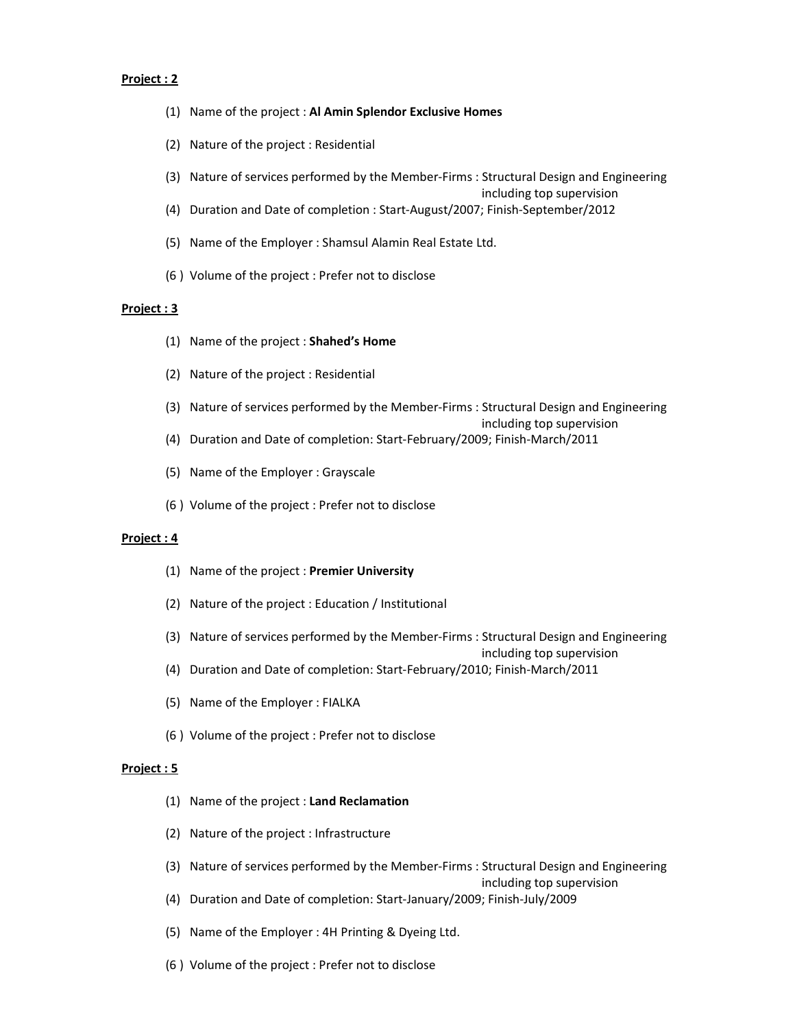**Project : 2**

(1) Name of the project : **Al Amin Splendor Exclusive Homes**

(2) Nature of the project : Residential

(3) Nature of services performed by the Member-Firms : Structural Design and Engineering including top supervision

(4) Duration and Date of completion : Start-August/2007; Finish-September/2012

(5) Name of the Employer : Shamsul Alamin Real Estate Ltd.

(6 ) Volume of the project : Prefer not to disclose

**Project : 3**

(1) Name of the project : **Shahed's Home**

(2) Nature of the project : Residential

(3) Nature of services performed by the Member-Firms : Structural Design and Engineering including top supervision

(4) Duration and Date of completion: Start-February/2009; Finish-March/2011

(5) Name of the Employer : Grayscale

(6 ) Volume of the project : Prefer not to disclose

**Project : 4**

(1) Name of the project : **Premier University**

(2) Nature of the project : Education / Institutional

(3) Nature of services performed by the Member-Firms : Structural Design and Engineering including top supervision

(4) Duration and Date of completion: Start-February/2010; Finish-March/2011

(5) Name of the Employer : FIALKA

(6 ) Volume of the project : Prefer not to disclose

**Project : 5**

(1) Name of the project : **Land Reclamation**

(2) Nature of the project : Infrastructure

(3) Nature of services performed by the Member-Firms : Structural Design and Engineering including top supervision

(4) Duration and Date of completion: Start-January/2009; Finish-July/2009

(5) Name of the Employer : 4H Printing & Dyeing Ltd.

(6 ) Volume of the project : Prefer not to disclose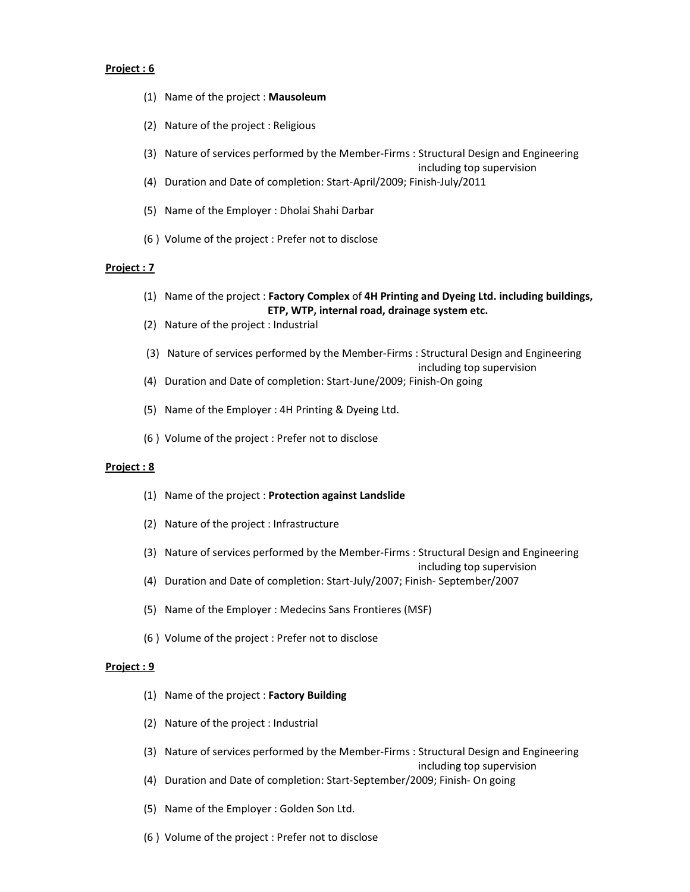**<u>Project : 6</u>**

(1) Name of the project : **Mausoleum**

(2) Nature of the project : Religious

(3) Nature of services performed by the Member-Firms : Structural Design and Engineering including top supervision

(4) Duration and Date of completion: Start-April/2009; Finish-July/2011

(5) Name of the Employer : Dholai Shahi Darbar

(6 ) Volume of the project : Prefer not to disclose

**<u>Project : 7</u>**

(1) Name of the project : **Factory Complex** of **4H Printing and Dyeing Ltd. including buildings, ETP, WTP, internal road, drainage system etc.**

(2) Nature of the project : Industrial

(3) Nature of services performed by the Member-Firms : Structural Design and Engineering including top supervision

(4) Duration and Date of completion: Start-June/2009; Finish-On going

(5) Name of the Employer : 4H Printing & Dyeing Ltd.

(6 ) Volume of the project : Prefer not to disclose

**<u>Project : 8</u>**

(1) Name of the project : **Protection against Landslide**

(2) Nature of the project : Infrastructure

(3) Nature of services performed by the Member-Firms : Structural Design and Engineering including top supervision

(4) Duration and Date of completion: Start-July/2007; Finish- September/2007

(5) Name of the Employer : Medecins Sans Frontieres (MSF)

(6 ) Volume of the project : Prefer not to disclose

**<u>Project : 9</u>**

(1) Name of the project : **Factory Building**

(2) Nature of the project : Industrial

(3) Nature of services performed by the Member-Firms : Structural Design and Engineering including top supervision

(4) Duration and Date of completion: Start-September/2009; Finish- On going

(5) Name of the Employer : Golden Son Ltd.

(6 ) Volume of the project : Prefer not to disclose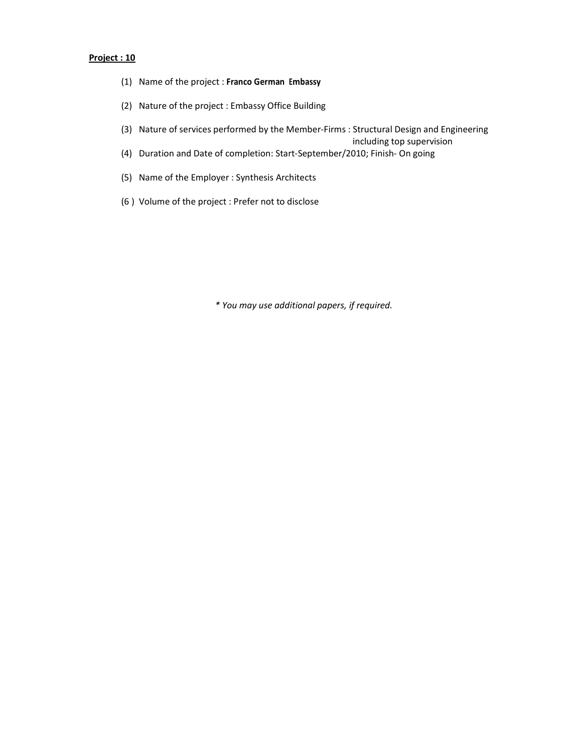**Project : 10**

(1) Name of the project : **Franco German Embassy**

(2) Nature of the project : Embassy Office Building

(3) Nature of services performed by the Member-Firms : Structural Design and Engineering including top supervision

(4) Duration and Date of completion: Start-September/2010; Finish- On going

(5) Name of the Employer : Synthesis Architects

(6 ) Volume of the project : Prefer not to disclose

*\* You may use additional papers, if required.*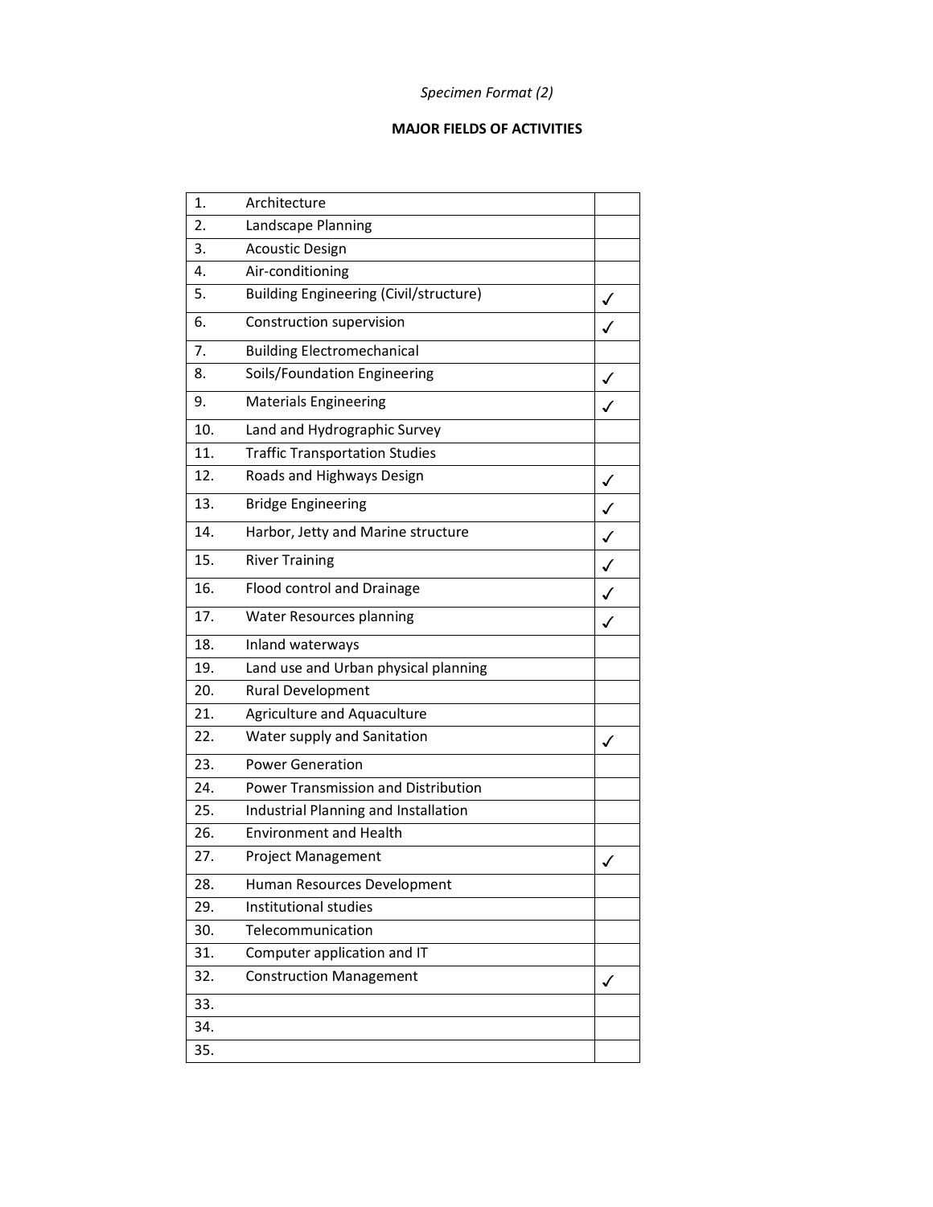*Specimen Format (2)*

**MAJOR FIELDS OF ACTIVITIES**

| | | |
|---|---|---|
| 1. | Architecture | |
| 2. | Landscape Planning | |
| 3. | Acoustic Design | |
| 4. | Air-conditioning | |
| 5. | Building Engineering (Civil/structure) | ✓ |
| 6. | Construction supervision | ✓ |
| 7. | Building Electromechanical | |
| 8. | Soils/Foundation Engineering | ✓ |
| 9. | Materials Engineering | ✓ |
| 10. | Land and Hydrographic Survey | |
| 11. | Traffic Transportation Studies | |
| 12. | Roads and Highways Design | ✓ |
| 13. | Bridge Engineering | ✓ |
| 14. | Harbor, Jetty and Marine structure | ✓ |
| 15. | River Training | ✓ |
| 16. | Flood control and Drainage | ✓ |
| 17. | Water Resources planning | ✓ |
| 18. | Inland waterways | |
| 19. | Land use and Urban physical planning | |
| 20. | Rural Development | |
| 21. | Agriculture and Aquaculture | |
| 22. | Water supply and Sanitation | ✓ |
| 23. | Power Generation | |
| 24. | Power Transmission and Distribution | |
| 25. | Industrial Planning and Installation | |
| 26. | Environment and Health | |
| 27. | Project Management | ✓ |
| 28. | Human Resources Development | |
| 29. | Institutional studies | |
| 30. | Telecommunication | |
| 31. | Computer application and IT | |
| 32. | Construction Management | ✓ |
| 33. | | |
| 34. | | |
| 35. | | |